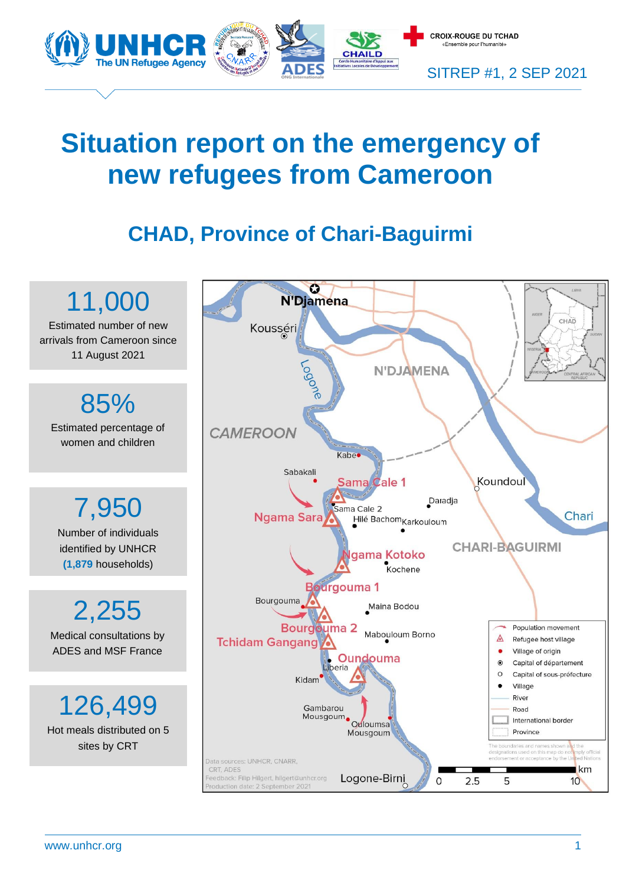SITREP #1, 2 SEP 2021

# Situation report on the emergency of new refugees from Cameroon

## CHAD, Province of Chari-Baguirmi

**11,000**

Estimated number of new arrivals from Cameroon since 11 August 2021

**85%**

Estimated percentage of women and children

**7,950**

Number of individuals identified by UNHCR (**1,879** households)

**2,255**

Medical consultations by ADES and MSF France

**126,499**

Hot meals distributed on 5 sites by CRT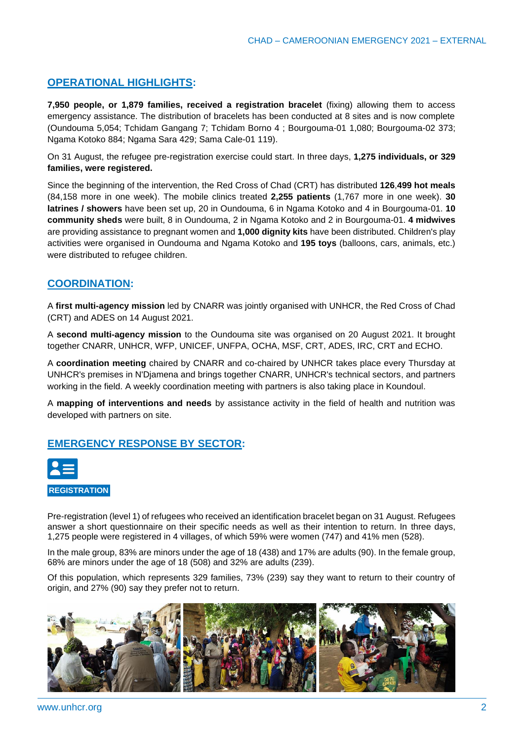## OPERATIONAL HIGHLIGHTS:

**7,950 people, or 1,879 families, received a registration bracelet** (fixing) allowing them to access emergency assistance. The distribution of bracelets has been conducted at 8 sites and is now complete (Oundouma 5,054; Tchidam Gangang 7; Tchidam Borno 4 ; Bourgouma-01 1,080; Bourgouma-02 373; Ngama Kotoko 884; Ngama Sara 429; Sama Cale-01 119).

On 31 August, the refugee pre-registration exercise could start. In three days, **1,275 individuals, or 329 families, were registered.**

Since the beginning of the intervention, the Red Cross of Chad (CRT) has distributed **126,499 hot meals** (84,158 more in one week). The mobile clinics treated **2,255 patients** (1,767 more in one week). **30 latrines / showers** have been set up, 20 in Oundouma, 6 in Ngama Kotoko and 4 in Bourgouma-01. **10 community sheds** were built, 8 in Oundouma, 2 in Ngama Kotoko and 2 in Bourgouma-01. **4 midwives** are providing assistance to pregnant women and **1,000 dignity kits** have been distributed. Children's play activities were organised in Oundouma and Ngama Kotoko and **195 toys** (balloons, cars, animals, etc.) were distributed to refugee children.

## COORDINATION:

A **first multi-agency mission** led by CNARR was jointly organised with UNHCR, the Red Cross of Chad (CRT) and ADES on 14 August 2021.

A **second multi-agency mission** to the Oundouma site was organised on 20 August 2021. It brought together CNARR, UNHCR, WFP, UNICEF, UNFPA, OCHA, MSF, CRT, ADES, IRC, CRT and ECHO.

A **coordination meeting** chaired by CNARR and co-chaired by UNHCR takes place every Thursday at UNHCR's premises in N'Djamena and brings together CNARR, UNHCR's technical sectors, and partners working in the field. A weekly coordination meeting with partners is also taking place in Koundoul.

A **mapping of interventions and needs** by assistance activity in the field of health and nutrition was developed with partners on site.

## EMERGENCY RESPONSE BY SECTOR:

### REGISTRATION

Pre-registration (level 1) of refugees who received an identification bracelet began on 31 August. Refugees answer a short questionnaire on their specific needs as well as their intention to return. In three days, 1,275 people were registered in 4 villages, of which 59% were women (747) and 41% men (528).

In the male group, 83% are minors under the age of 18 (438) and 17% are adults (90). In the female group, 68% are minors under the age of 18 (508) and 32% are adults (239).

Of this population, which represents 329 families, 73% (239) say they want to return to their country of origin, and 27% (90) say they prefer not to return.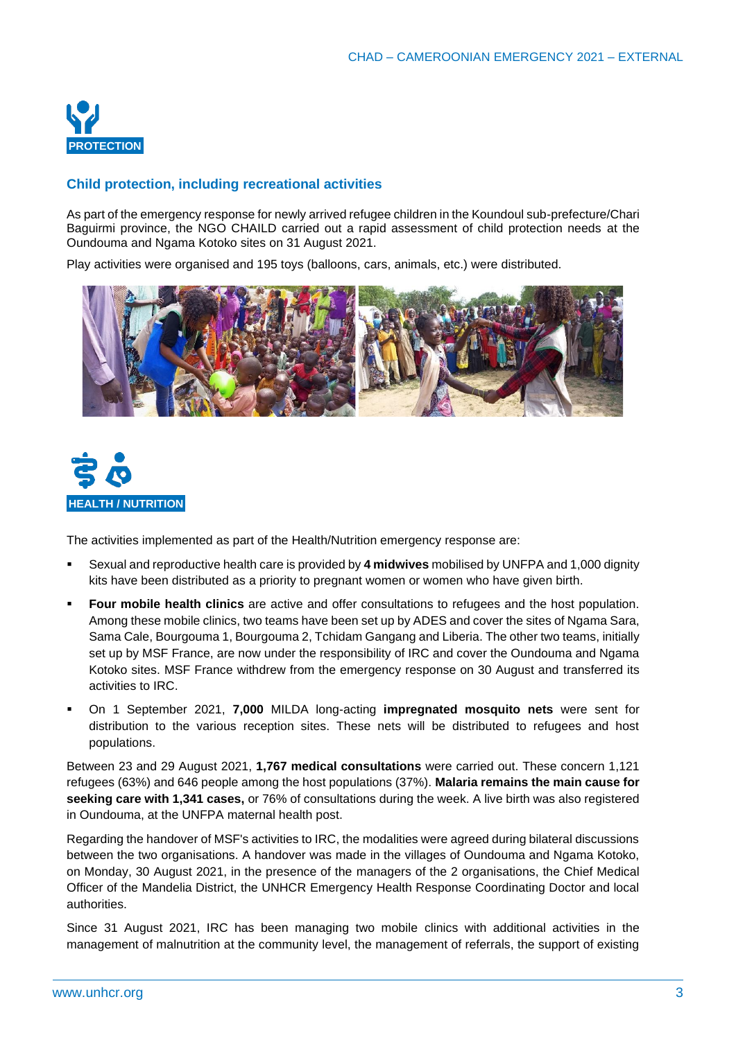## PROTECTION

### Child protection, including recreational activities

As part of the emergency response for newly arrived refugee children in the Koundoul sub-prefecture/Chari Baguirmi province, the NGO CHAILD carried out a rapid assessment of child protection needs at the Oundouma and Ngama Kotoko sites on 31 August 2021.

Play activities were organised and 195 toys (balloons, cars, animals, etc.) were distributed.

## HEALTH / NUTRITION

The activities implemented as part of the Health/Nutrition emergency response are:

- Sexual and reproductive health care is provided by **4 midwives** mobilised by UNFPA and 1,000 dignity kits have been distributed as a priority to pregnant women or women who have given birth.
- **Four mobile health clinics** are active and offer consultations to refugees and the host population. Among these mobile clinics, two teams have been set up by ADES and cover the sites of Ngama Sara, Sama Cale, Bourgouma 1, Bourgouma 2, Tchidam Gangang and Liberia. The other two teams, initially set up by MSF France, are now under the responsibility of IRC and cover the Oundouma and Ngama Kotoko sites. MSF France withdrew from the emergency response on 30 August and transferred its activities to IRC.
- On 1 September 2021, **7,000** MILDA long-acting **impregnated mosquito nets** were sent for distribution to the various reception sites. These nets will be distributed to refugees and host populations.

Between 23 and 29 August 2021, **1,767 medical consultations** were carried out. These concern 1,121 refugees (63%) and 646 people among the host populations (37%). **Malaria remains the main cause for seeking care with 1,341 cases,** or 76% of consultations during the week. A live birth was also registered in Oundouma, at the UNFPA maternal health post.

Regarding the handover of MSF's activities to IRC, the modalities were agreed during bilateral discussions between the two organisations. A handover was made in the villages of Oundouma and Ngama Kotoko, on Monday, 30 August 2021, in the presence of the managers of the 2 organisations, the Chief Medical Officer of the Mandelia District, the UNHCR Emergency Health Response Coordinating Doctor and local authorities.

Since 31 August 2021, IRC has been managing two mobile clinics with additional activities in the management of malnutrition at the community level, the management of referrals, the support of existing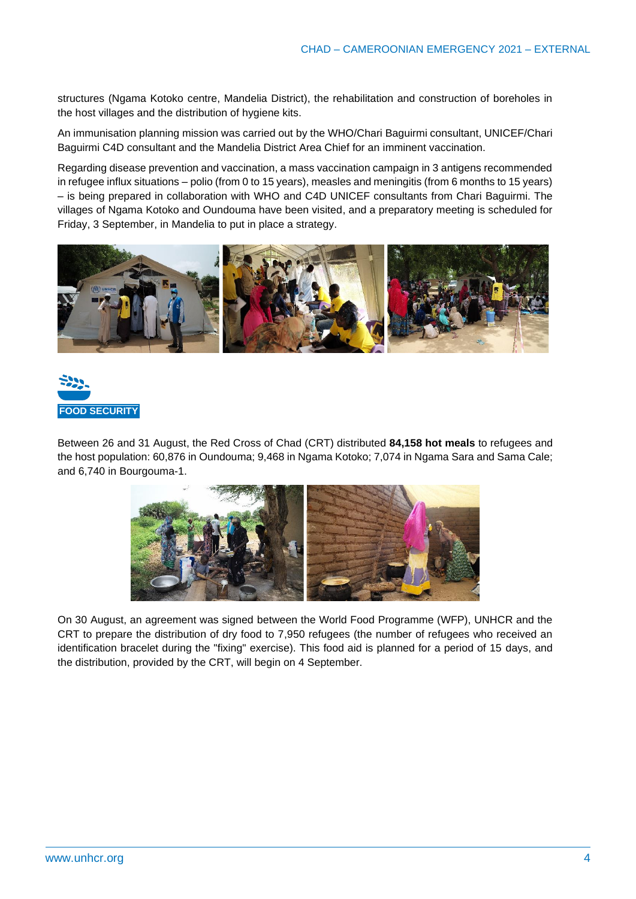structures (Ngama Kotoko centre, Mandelia District), the rehabilitation and construction of boreholes in the host villages and the distribution of hygiene kits.

An immunisation planning mission was carried out by the WHO/Chari Baguirmi consultant, UNICEF/Chari Baguirmi C4D consultant and the Mandelia District Area Chief for an imminent vaccination.

Regarding disease prevention and vaccination, a mass vaccination campaign in 3 antigens recommended in refugee influx situations – polio (from 0 to 15 years), measles and meningitis (from 6 months to 15 years) – is being prepared in collaboration with WHO and C4D UNICEF consultants from Chari Baguirmi. The villages of Ngama Kotoko and Oundouma have been visited, and a preparatory meeting is scheduled for Friday, 3 September, in Mandelia to put in place a strategy.

## FOOD SECURITY

Between 26 and 31 August, the Red Cross of Chad (CRT) distributed **84,158 hot meals** to refugees and the host population: 60,876 in Oundouma; 9,468 in Ngama Kotoko; 7,074 in Ngama Sara and Sama Cale; and 6,740 in Bourgouma-1.

On 30 August, an agreement was signed between the World Food Programme (WFP), UNHCR and the CRT to prepare the distribution of dry food to 7,950 refugees (the number of refugees who received an identification bracelet during the "fixing" exercise). This food aid is planned for a period of 15 days, and the distribution, provided by the CRT, will begin on 4 September.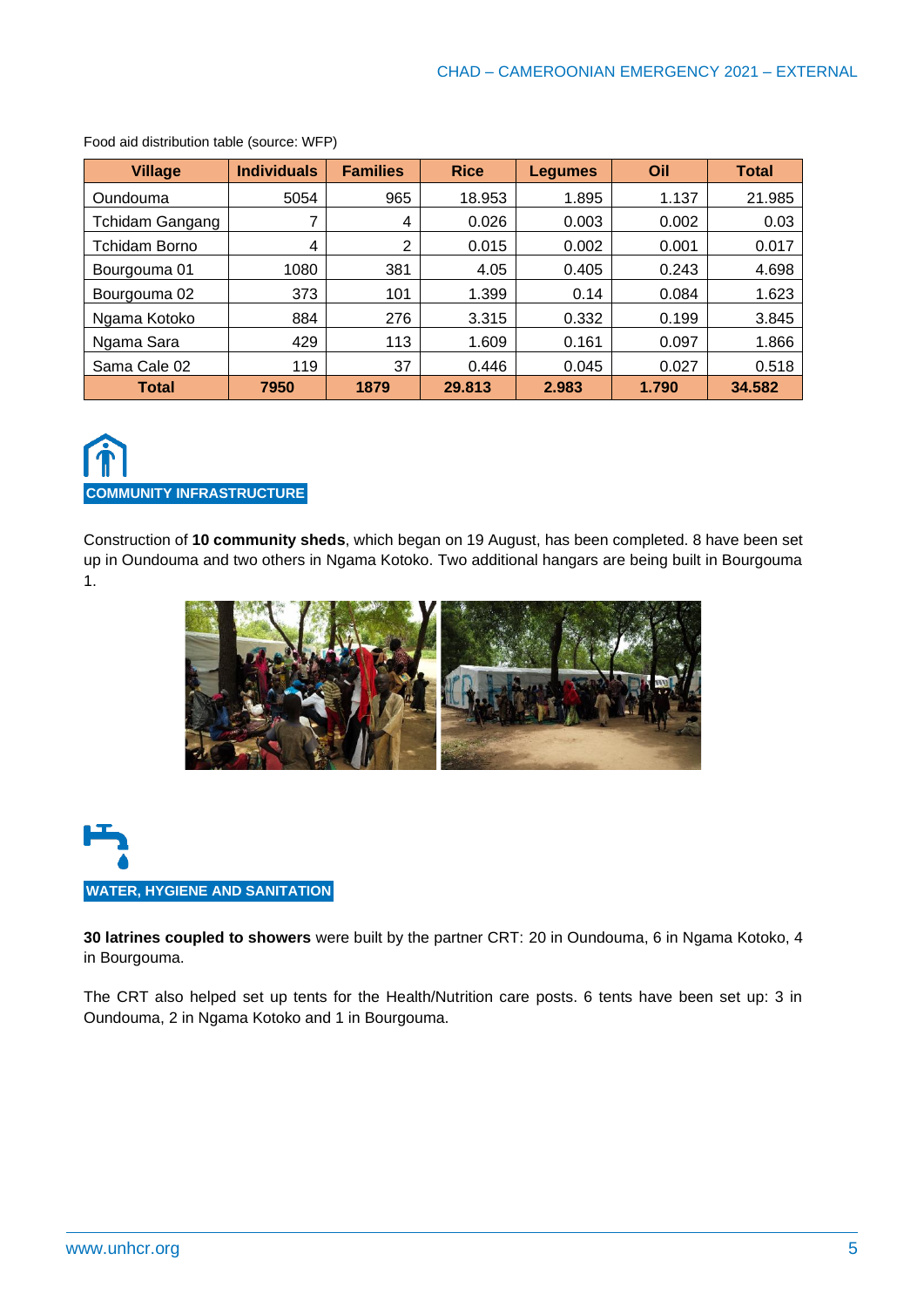Food aid distribution table (source: WFP)

| Village | Individuals | Families | Rice | Legumes | Oil | Total |
|---|---|---|---|---|---|---|
| Oundouma | 5054 | 965 | 18.953 | 1.895 | 1.137 | 21.985 |
| Tchidam Gangang | 7 | 4 | 0.026 | 0.003 | 0.002 | 0.03 |
| Tchidam Borno | 4 | 2 | 0.015 | 0.002 | 0.001 | 0.017 |
| Bourgouma 01 | 1080 | 381 | 4.05 | 0.405 | 0.243 | 4.698 |
| Bourgouma 02 | 373 | 101 | 1.399 | 0.14 | 0.084 | 1.623 |
| Ngama Kotoko | 884 | 276 | 3.315 | 0.332 | 0.199 | 3.845 |
| Ngama Sara | 429 | 113 | 1.609 | 0.161 | 0.097 | 1.866 |
| Sama Cale 02 | 119 | 37 | 0.446 | 0.045 | 0.027 | 0.518 |
| **Total** | **7950** | **1879** | **29.813** | **2.983** | **1.790** | **34.582** |

## COMMUNITY INFRASTRUCTURE

Construction of **10 community sheds**, which began on 19 August, has been completed. 8 have been set up in Oundouma and two others in Ngama Kotoko. Two additional hangars are being built in Bourgouma 1.

## WATER, HYGIENE AND SANITATION

**30 latrines coupled to showers** were built by the partner CRT: 20 in Oundouma, 6 in Ngama Kotoko, 4 in Bourgouma.

The CRT also helped set up tents for the Health/Nutrition care posts. 6 tents have been set up: 3 in Oundouma, 2 in Ngama Kotoko and 1 in Bourgouma.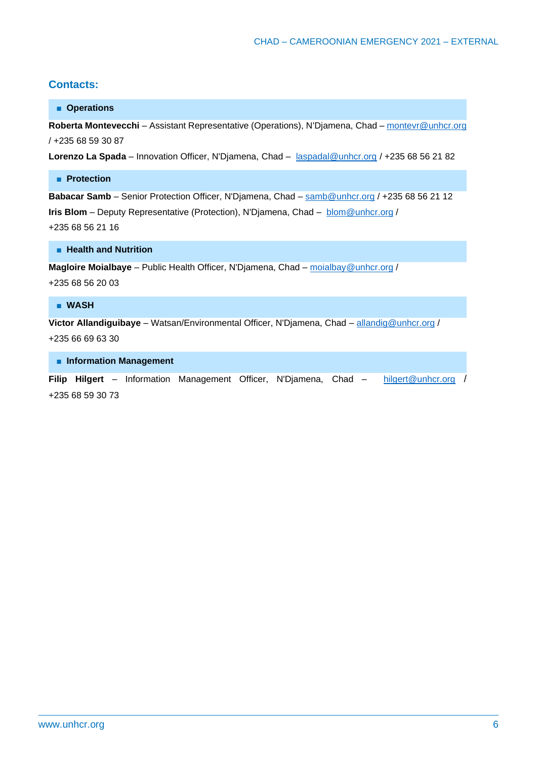## Contacts:

- **Operations**

**Roberta Montevecchi** – Assistant Representative (Operations), N'Djamena, Chad – montevr@unhcr.org / +235 68 59 30 87

**Lorenzo La Spada** – Innovation Officer, N'Djamena, Chad – laspadal@unhcr.org / +235 68 56 21 82

- **Protection**

**Babacar Samb** – Senior Protection Officer, N'Djamena, Chad – samb@unhcr.org / +235 68 56 21 12

**Iris Blom** – Deputy Representative (Protection), N'Djamena, Chad – blom@unhcr.org / +235 68 56 21 16

- **Health and Nutrition**

**Magloire Moialbaye** – Public Health Officer, N'Djamena, Chad – moialbay@unhcr.org / +235 68 56 20 03

- **WASH**

**Victor Allandiguibaye** – Watsan/Environmental Officer, N'Djamena, Chad – allandig@unhcr.org / +235 66 69 63 30

- **Information Management**

**Filip Hilgert** – Information Management Officer, N'Djamena, Chad – hilgert@unhcr.org / +235 68 59 30 73